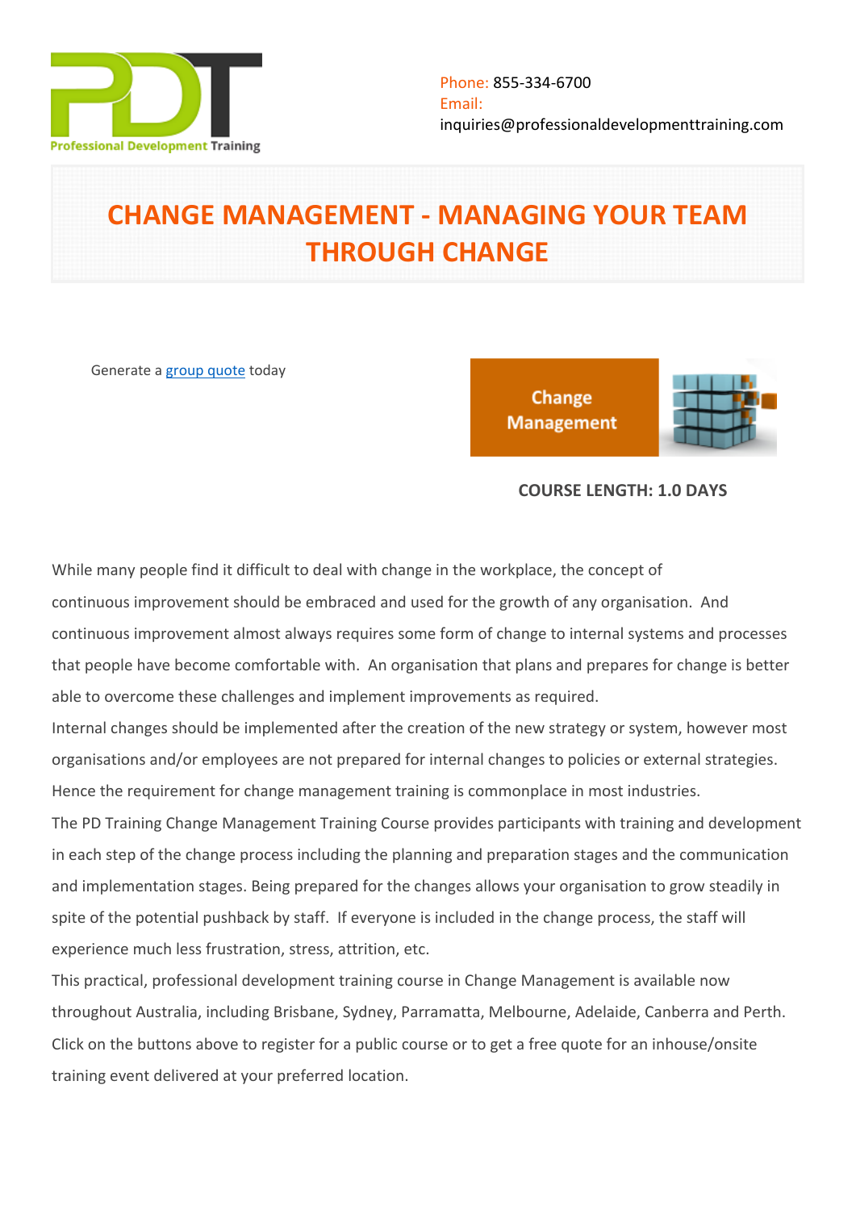Phone: 855-334-6700
Email:
inquiries@professionaldevelopmenttraining.com

# CHANGE MANAGEMENT - MANAGING YOUR TEAM THROUGH CHANGE

Generate a group quote today

**COURSE LENGTH: 1.0 DAYS**

While many people find it difficult to deal with change in the workplace, the concept of continuous improvement should be embraced and used for the growth of any organisation. And continuous improvement almost always requires some form of change to internal systems and processes that people have become comfortable with. An organisation that plans and prepares for change is better able to overcome these challenges and implement improvements as required.

Internal changes should be implemented after the creation of the new strategy or system, however most organisations and/or employees are not prepared for internal changes to policies or external strategies. Hence the requirement for change management training is commonplace in most industries.

The PD Training Change Management Training Course provides participants with training and development in each step of the change process including the planning and preparation stages and the communication and implementation stages. Being prepared for the changes allows your organisation to grow steadily in spite of the potential pushback by staff. If everyone is included in the change process, the staff will experience much less frustration, stress, attrition, etc.

This practical, professional development training course in Change Management is available now throughout Australia, including Brisbane, Sydney, Parramatta, Melbourne, Adelaide, Canberra and Perth. Click on the buttons above to register for a public course or to get a free quote for an inhouse/onsite training event delivered at your preferred location.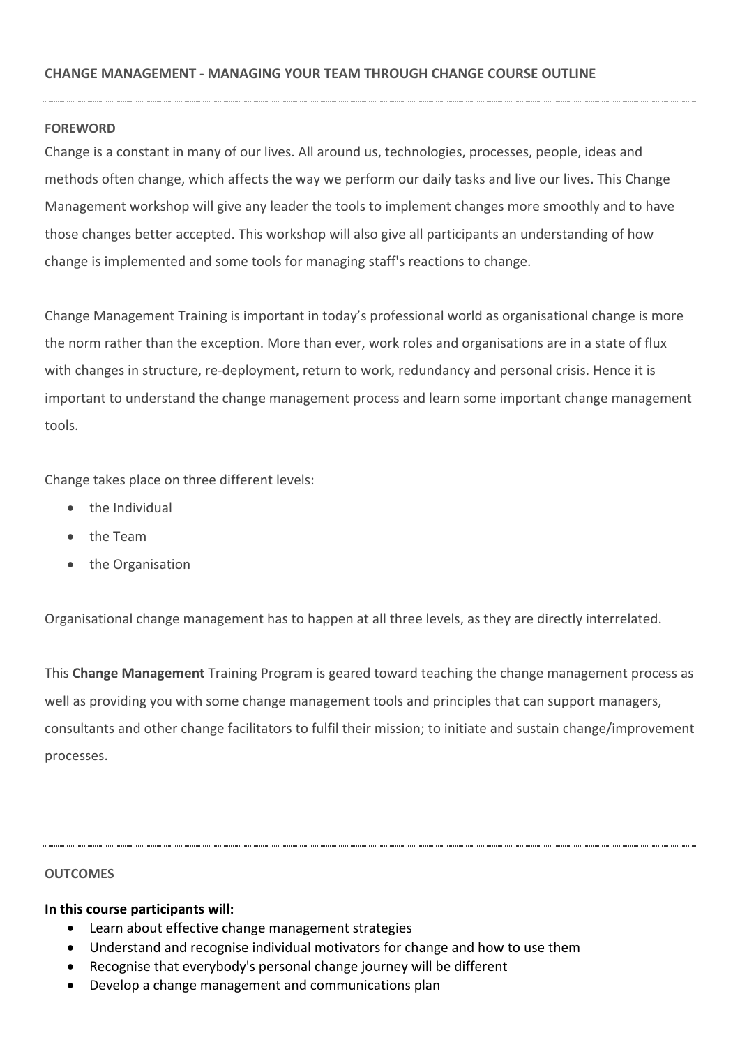## CHANGE MANAGEMENT - MANAGING YOUR TEAM THROUGH CHANGE COURSE OUTLINE

### FOREWORD

Change is a constant in many of our lives. All around us, technologies, processes, people, ideas and methods often change, which affects the way we perform our daily tasks and live our lives. This Change Management workshop will give any leader the tools to implement changes more smoothly and to have those changes better accepted. This workshop will also give all participants an understanding of how change is implemented and some tools for managing staff's reactions to change.

Change Management Training is important in today's professional world as organisational change is more the norm rather than the exception. More than ever, work roles and organisations are in a state of flux with changes in structure, re-deployment, return to work, redundancy and personal crisis. Hence it is important to understand the change management process and learn some important change management tools.

Change takes place on three different levels:

- the Individual
- the Team
- the Organisation

Organisational change management has to happen at all three levels, as they are directly interrelated.

This **Change Management** Training Program is geared toward teaching the change management process as well as providing you with some change management tools and principles that can support managers, consultants and other change facilitators to fulfil their mission; to initiate and sustain change/improvement processes.

### OUTCOMES

**In this course participants will:**

- Learn about effective change management strategies
- Understand and recognise individual motivators for change and how to use them
- Recognise that everybody's personal change journey will be different
- Develop a change management and communications plan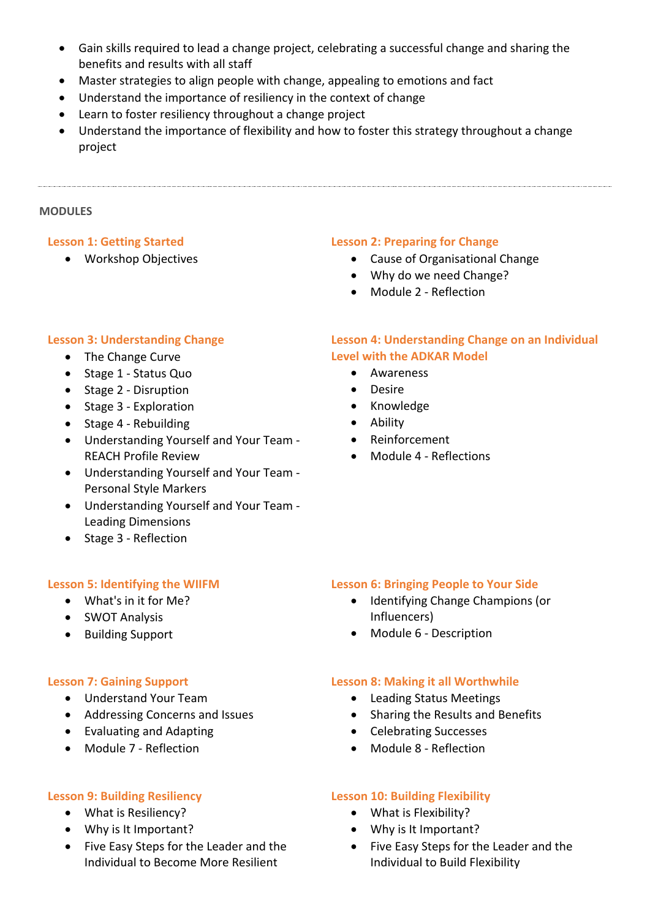- Gain skills required to lead a change project, celebrating a successful change and sharing the benefits and results with all staff
- Master strategies to align people with change, appealing to emotions and fact
- Understand the importance of resiliency in the context of change
- Learn to foster resiliency throughout a change project
- Understand the importance of flexibility and how to foster this strategy throughout a change project

---

**MODULES**

### Lesson 1: Getting Started

- Workshop Objectives

### Lesson 2: Preparing for Change

- Cause of Organisational Change
- Why do we need Change?
- Module 2 - Reflection

### Lesson 3: Understanding Change

- The Change Curve
- Stage 1 - Status Quo
- Stage 2 - Disruption
- Stage 3 - Exploration
- Stage 4 - Rebuilding
- Understanding Yourself and Your Team - REACH Profile Review
- Understanding Yourself and Your Team - Personal Style Markers
- Understanding Yourself and Your Team - Leading Dimensions
- Stage 3 - Reflection

### Lesson 4: Understanding Change on an Individual Level with the ADKAR Model

- Awareness
- Desire
- Knowledge
- Ability
- Reinforcement
- Module 4 - Reflections

### Lesson 5: Identifying the WIIFM

- What's in it for Me?
- SWOT Analysis
- Building Support

### Lesson 6: Bringing People to Your Side

- Identifying Change Champions (or Influencers)
- Module 6 - Description

### Lesson 7: Gaining Support

- Understand Your Team
- Addressing Concerns and Issues
- Evaluating and Adapting
- Module 7 - Reflection

### Lesson 8: Making it all Worthwhile

- Leading Status Meetings
- Sharing the Results and Benefits
- Celebrating Successes
- Module 8 - Reflection

### Lesson 9: Building Resiliency

- What is Resiliency?
- Why is It Important?
- Five Easy Steps for the Leader and the Individual to Become More Resilient

### Lesson 10: Building Flexibility

- What is Flexibility?
- Why is It Important?
- Five Easy Steps for the Leader and the Individual to Build Flexibility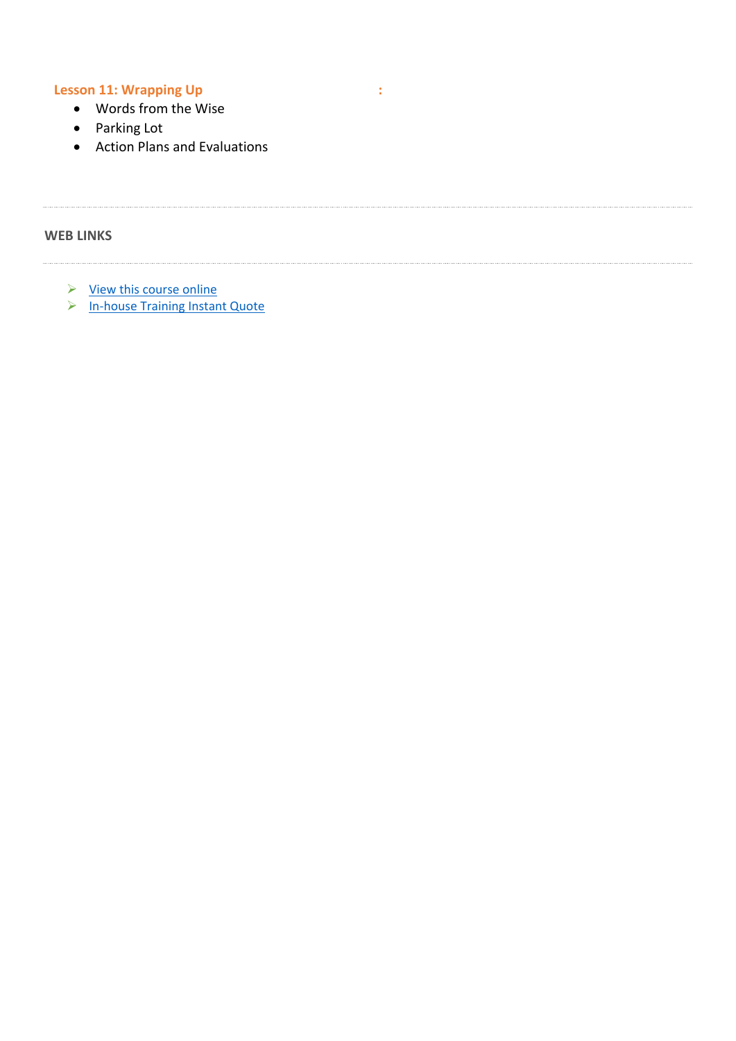### Lesson 11: Wrapping Up :

- Words from the Wise
- Parking Lot
- Action Plans and Evaluations

---

**WEB LINKS**

---

- View this course online
- In-house Training Instant Quote